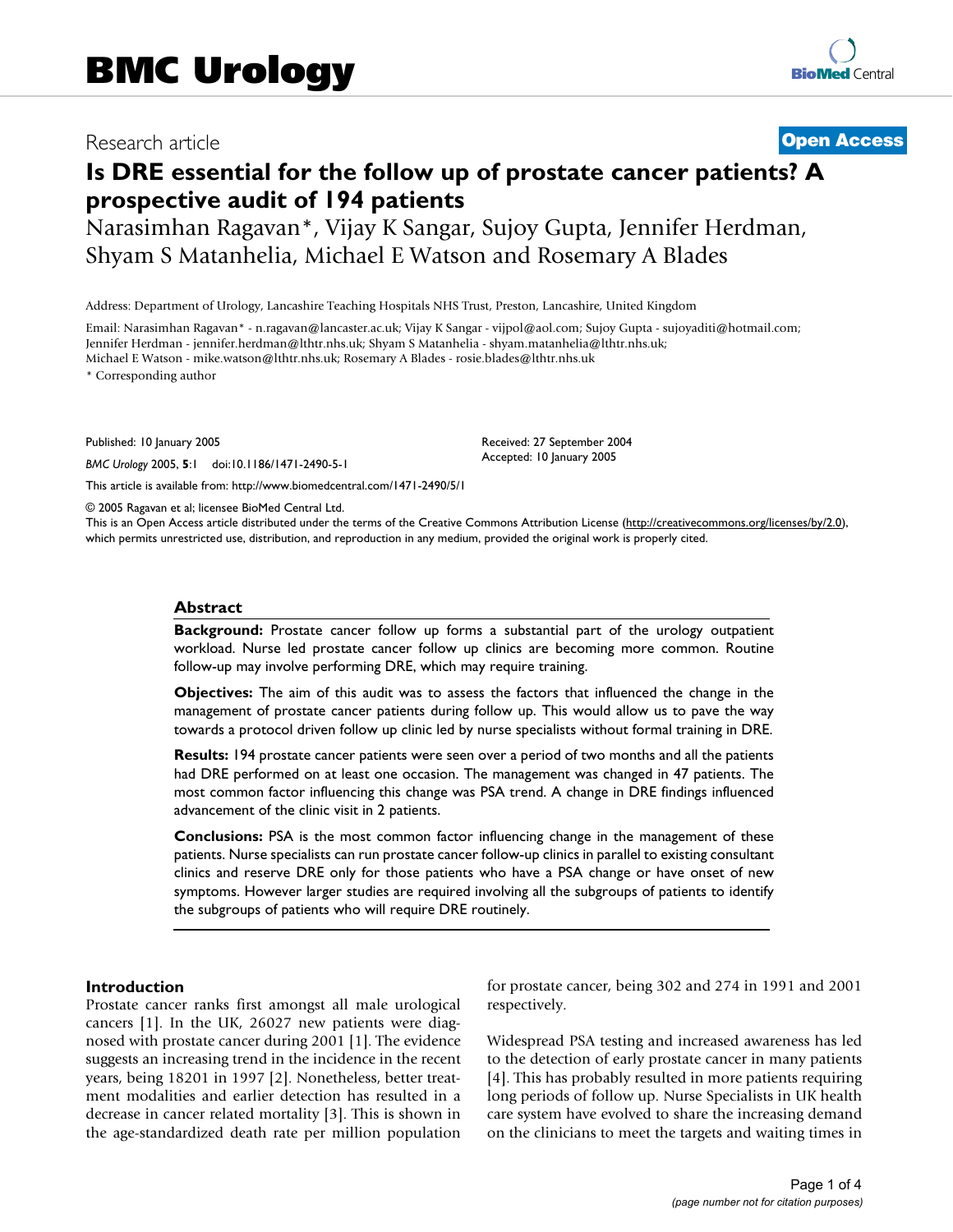# BMC Urology

Research article

**Open Access**

# Is DRE essential for the follow up of prostate cancer patients? A prospective audit of 194 patients

Narasimhan Ragavan*, Vijay K Sangar, Sujoy Gupta, Jennifer Herdman, Shyam S Matanhelia, Michael E Watson and Rosemary A Blades

Address: Department of Urology, Lancashire Teaching Hospitals NHS Trust, Preston, Lancashire, United Kingdom

Email: Narasimhan Ragavan* - n.ragavan@lancaster.ac.uk; Vijay K Sangar - vijpol@aol.com; Sujoy Gupta - sujoyaditi@hotmail.com; Jennifer Herdman - jennifer.herdman@lthtr.nhs.uk; Shyam S Matanhelia - shyam.matanhelia@lthtr.nhs.uk; Michael E Watson - mike.watson@lthtr.nhs.uk; Rosemary A Blades - rosie.blades@lthtr.nhs.uk

* Corresponding author

Published: 10 January 2005

*BMC Urology* 2005, **5**:1 doi:10.1186/1471-2490-5-1

Received: 27 September 2004
Accepted: 10 January 2005

This article is available from: http://www.biomedcentral.com/1471-2490/5/1

© 2005 Ragavan et al; licensee BioMed Central Ltd.
This is an Open Access article distributed under the terms of the Creative Commons Attribution License (http://creativecommons.org/licenses/by/2.0), which permits unrestricted use, distribution, and reproduction in any medium, provided the original work is properly cited.

## Abstract

**Background:** Prostate cancer follow up forms a substantial part of the urology outpatient workload. Nurse led prostate cancer follow up clinics are becoming more common. Routine follow-up may involve performing DRE, which may require training.

**Objectives:** The aim of this audit was to assess the factors that influenced the change in the management of prostate cancer patients during follow up. This would allow us to pave the way towards a protocol driven follow up clinic led by nurse specialists without formal training in DRE.

**Results:** 194 prostate cancer patients were seen over a period of two months and all the patients had DRE performed on at least one occasion. The management was changed in 47 patients. The most common factor influencing this change was PSA trend. A change in DRE findings influenced advancement of the clinic visit in 2 patients.

**Conclusions:** PSA is the most common factor influencing change in the management of these patients. Nurse specialists can run prostate cancer follow-up clinics in parallel to existing consultant clinics and reserve DRE only for those patients who have a PSA change or have onset of new symptoms. However larger studies are required involving all the subgroups of patients to identify the subgroups of patients who will require DRE routinely.

## Introduction

Prostate cancer ranks first amongst all male urological cancers [1]. In the UK, 26027 new patients were diagnosed with prostate cancer during 2001 [1]. The evidence suggests an increasing trend in the incidence in the recent years, being 18201 in 1997 [2]. Nonetheless, better treatment modalities and earlier detection has resulted in a decrease in cancer related mortality [3]. This is shown in the age-standardized death rate per million population for prostate cancer, being 302 and 274 in 1991 and 2001 respectively.

Widespread PSA testing and increased awareness has led to the detection of early prostate cancer in many patients [4]. This has probably resulted in more patients requiring long periods of follow up. Nurse Specialists in UK health care system have evolved to share the increasing demand on the clinicians to meet the targets and waiting times in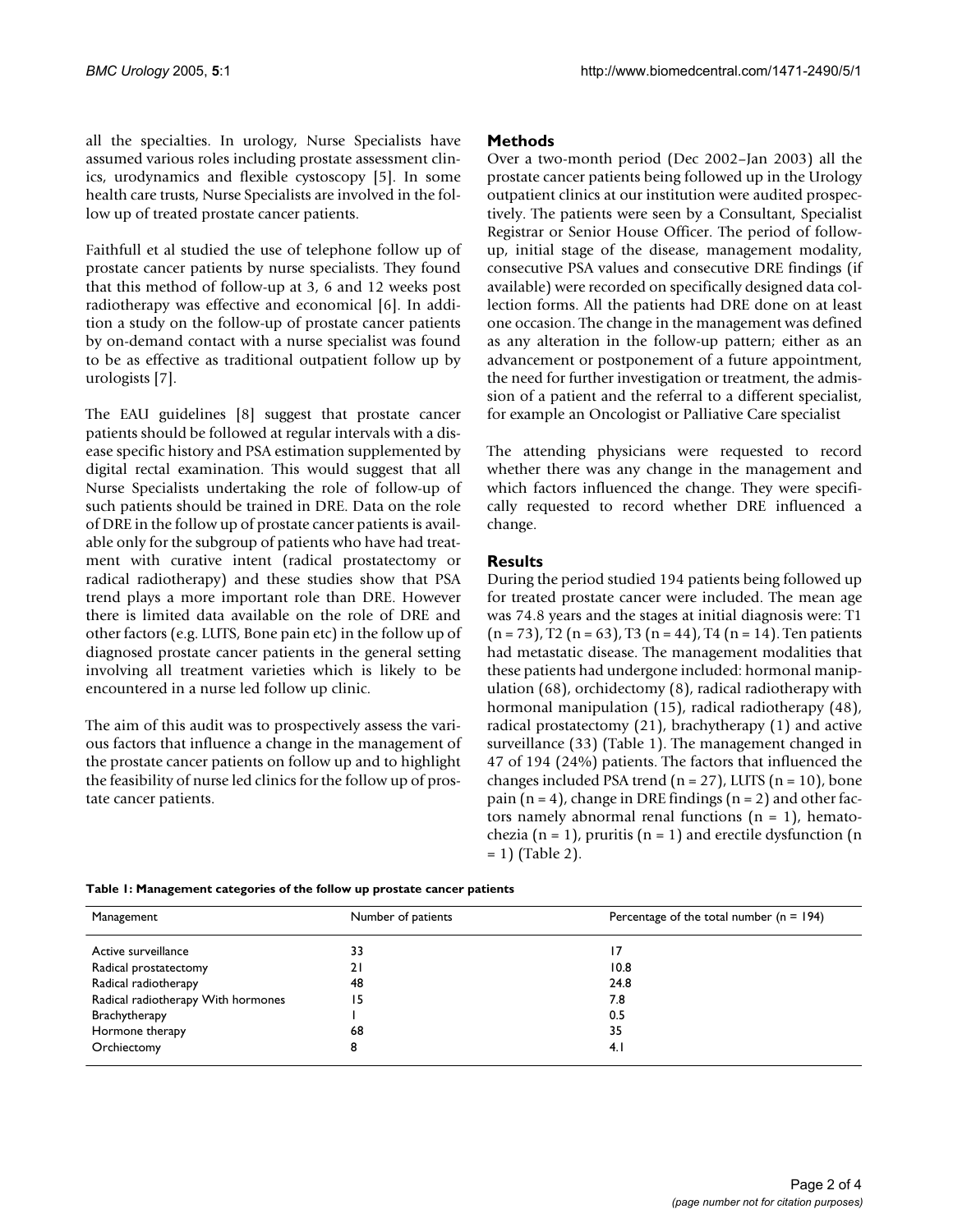all the specialties. In urology, Nurse Specialists have assumed various roles including prostate assessment clinics, urodynamics and flexible cystoscopy [5]. In some health care trusts, Nurse Specialists are involved in the follow up of treated prostate cancer patients.

Faithfull et al studied the use of telephone follow up of prostate cancer patients by nurse specialists. They found that this method of follow-up at 3, 6 and 12 weeks post radiotherapy was effective and economical [6]. In addition a study on the follow-up of prostate cancer patients by on-demand contact with a nurse specialist was found to be as effective as traditional outpatient follow up by urologists [7].

The EAU guidelines [8] suggest that prostate cancer patients should be followed at regular intervals with a disease specific history and PSA estimation supplemented by digital rectal examination. This would suggest that all Nurse Specialists undertaking the role of follow-up of such patients should be trained in DRE. Data on the role of DRE in the follow up of prostate cancer patients is available only for the subgroup of patients who have had treatment with curative intent (radical prostatectomy or radical radiotherapy) and these studies show that PSA trend plays a more important role than DRE. However there is limited data available on the role of DRE and other factors (e.g. LUTS, Bone pain etc) in the follow up of diagnosed prostate cancer patients in the general setting involving all treatment varieties which is likely to be encountered in a nurse led follow up clinic.

The aim of this audit was to prospectively assess the various factors that influence a change in the management of the prostate cancer patients on follow up and to highlight the feasibility of nurse led clinics for the follow up of prostate cancer patients.

## Methods

Over a two-month period (Dec 2002–Jan 2003) all the prostate cancer patients being followed up in the Urology outpatient clinics at our institution were audited prospectively. The patients were seen by a Consultant, Specialist Registrar or Senior House Officer. The period of follow-up, initial stage of the disease, management modality, consecutive PSA values and consecutive DRE findings (if available) were recorded on specifically designed data collection forms. All the patients had DRE done on at least one occasion. The change in the management was defined as any alteration in the follow-up pattern; either as an advancement or postponement of a future appointment, the need for further investigation or treatment, the admission of a patient and the referral to a different specialist, for example an Oncologist or Palliative Care specialist

The attending physicians were requested to record whether there was any change in the management and which factors influenced the change. They were specifically requested to record whether DRE influenced a change.

## Results

During the period studied 194 patients being followed up for treated prostate cancer were included. The mean age was 74.8 years and the stages at initial diagnosis were: T1 (n = 73), T2 (n = 63), T3 (n = 44), T4 (n = 14). Ten patients had metastatic disease. The management modalities that these patients had undergone included: hormonal manipulation (68), orchidectomy (8), radical radiotherapy with hormonal manipulation (15), radical radiotherapy (48), radical prostatectomy (21), brachytherapy (1) and active surveillance (33) (Table 1). The management changed in 47 of 194 (24%) patients. The factors that influenced the changes included PSA trend (n = 27), LUTS (n = 10), bone pain (n = 4), change in DRE findings (n = 2) and other factors namely abnormal renal functions (n = 1), hematochezia (n = 1), pruritis (n = 1) and erectile dysfunction (n = 1) (Table 2).

**Table 1: Management categories of the follow up prostate cancer patients**

| Management | Number of patients | Percentage of the total number (n = 194) |
| --- | --- | --- |
| Active surveillance | 33 | 17 |
| Radical prostatectomy | 21 | 10.8 |
| Radical radiotherapy | 48 | 24.8 |
| Radical radiotherapy With hormones | 15 | 7.8 |
| Brachytherapy | 1 | 0.5 |
| Hormone therapy | 68 | 35 |
| Orchiectomy | 8 | 4.1 |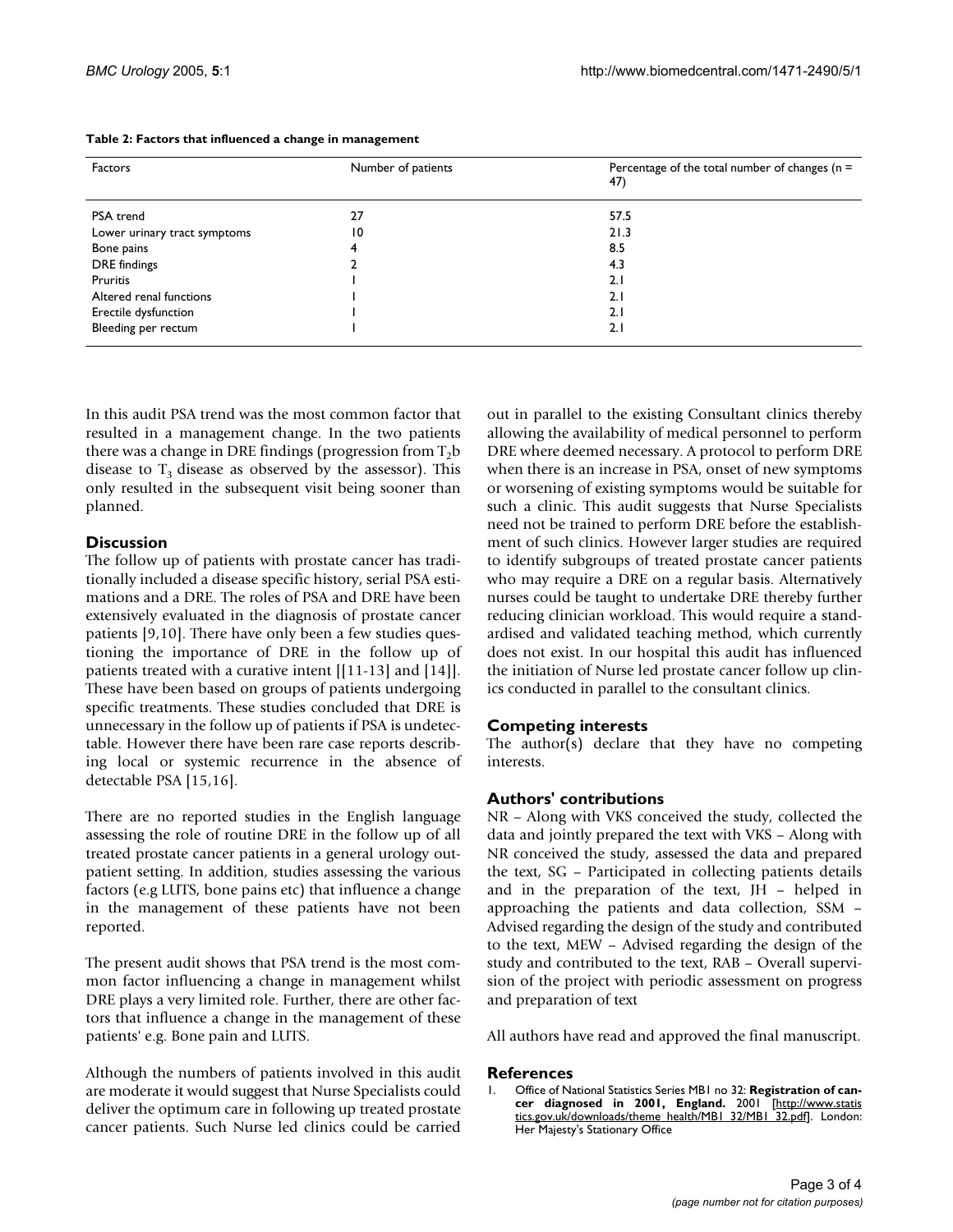**Table 2: Factors that influenced a change in management**

| Factors | Number of patients | Percentage of the total number of changes (n = 47) |
| --- | --- | --- |
| PSA trend | 27 | 57.5 |
| Lower urinary tract symptoms | 10 | 21.3 |
| Bone pains | 4 | 8.5 |
| DRE findings | 2 | 4.3 |
| Pruritis | 1 | 2.1 |
| Altered renal functions | 1 | 2.1 |
| Erectile dysfunction | 1 | 2.1 |
| Bleeding per rectum | 1 | 2.1 |

In this audit PSA trend was the most common factor that resulted in a management change. In the two patients there was a change in DRE findings (progression from $T_2$b disease to $T_3$ disease as observed by the assessor). This only resulted in the subsequent visit being sooner than planned.

## Discussion

The follow up of patients with prostate cancer has traditionally included a disease specific history, serial PSA estimations and a DRE. The roles of PSA and DRE have been extensively evaluated in the diagnosis of prostate cancer patients [9,10]. There have only been a few studies questioning the importance of DRE in the follow up of patients treated with a curative intent [[11-13] and [14]]. These have been based on groups of patients undergoing specific treatments. These studies concluded that DRE is unnecessary in the follow up of patients if PSA is undetectable. However there have been rare case reports describing local or systemic recurrence in the absence of detectable PSA [15,16].

There are no reported studies in the English language assessing the role of routine DRE in the follow up of all treated prostate cancer patients in a general urology outpatient setting. In addition, studies assessing the various factors (e.g LUTS, bone pains etc) that influence a change in the management of these patients have not been reported.

The present audit shows that PSA trend is the most common factor influencing a change in management whilst DRE plays a very limited role. Further, there are other factors that influence a change in the management of these patients' e.g. Bone pain and LUTS.

Although the numbers of patients involved in this audit are moderate it would suggest that Nurse Specialists could deliver the optimum care in following up treated prostate cancer patients. Such Nurse led clinics could be carried out in parallel to the existing Consultant clinics thereby allowing the availability of medical personnel to perform DRE where deemed necessary. A protocol to perform DRE when there is an increase in PSA, onset of new symptoms or worsening of existing symptoms would be suitable for such a clinic. This audit suggests that Nurse Specialists need not be trained to perform DRE before the establishment of such clinics. However larger studies are required to identify subgroups of treated prostate cancer patients who may require a DRE on a regular basis. Alternatively nurses could be taught to undertake DRE thereby further reducing clinician workload. This would require a standardised and validated teaching method, which currently does not exist. In our hospital this audit has influenced the initiation of Nurse led prostate cancer follow up clinics conducted in parallel to the consultant clinics.

## Competing interests

The author(s) declare that they have no competing interests.

## Authors' contributions

NR – Along with VKS conceived the study, collected the data and jointly prepared the text with VKS – Along with NR conceived the study, assessed the data and prepared the text, SG – Participated in collecting patients details and in the preparation of the text, JH – helped in approaching the patients and data collection, SSM – Advised regarding the design of the study and contributed to the text, MEW – Advised regarding the design of the study and contributed to the text, RAB – Overall supervision of the project with periodic assessment on progress and preparation of text

All authors have read and approved the final manuscript.

## References

1. Office of National Statistics Series MB1 no 32: **Registration of cancer diagnosed in 2001, England.** 2001 [http://www.statistics.gov.uk/downloads/theme_health/MB1_32/MB1_32.pdf]. London: Her Majesty's Stationary Office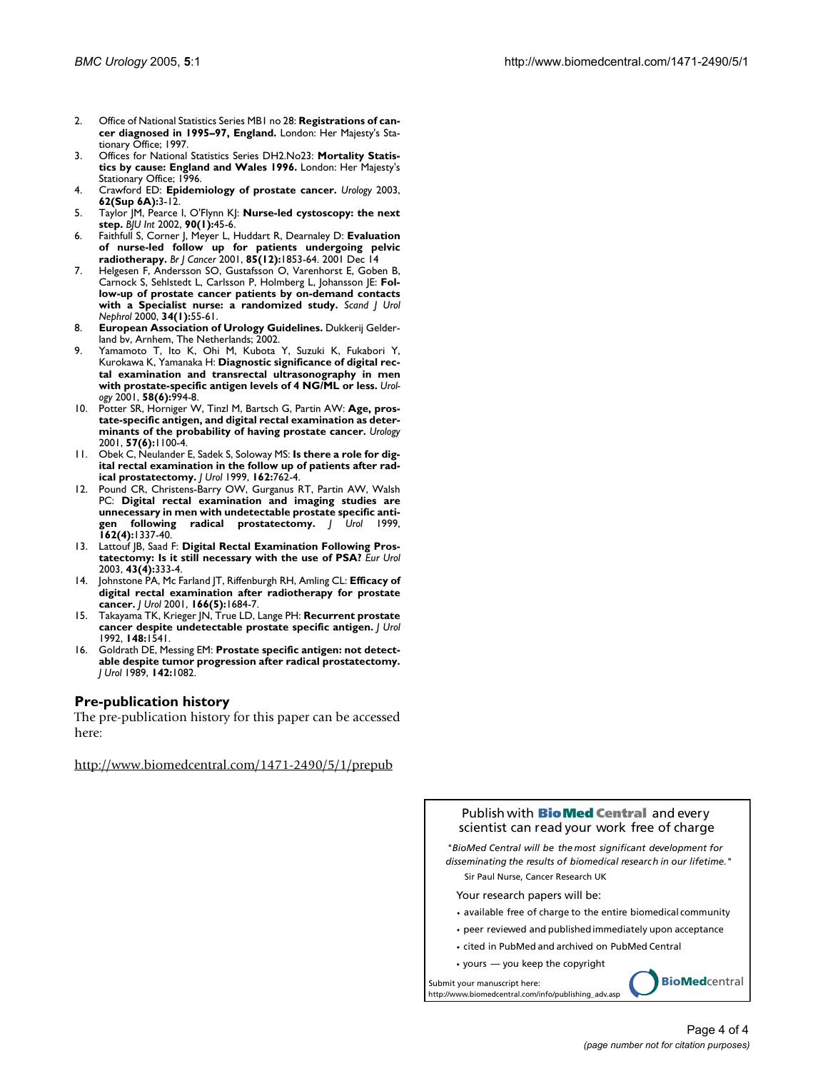2. Office of National Statistics Series MB1 no 28: **Registrations of cancer diagnosed in 1995–97, England.** London: Her Majesty's Stationary Office; 1997.
3. Offices for National Statistics Series DH2.No23: **Mortality Statistics by cause: England and Wales 1996.** London: Her Majesty's Stationary Office; 1996.
4. Crawford ED: **Epidemiology of prostate cancer.** *Urology* 2003, **62(Sup 6A):**3-12.
5. Taylor JM, Pearce I, O'Flynn KJ: **Nurse-led cystoscopy: the next step.** *BJU Int* 2002, **90(1):**45-6.
6. Faithfull S, Corner J, Meyer L, Huddart R, Dearnaley D: **Evaluation of nurse-led follow up for patients undergoing pelvic radiotherapy.** *Br J Cancer* 2001, **85(12):**1853-64. 2001 Dec 14
7. Helgesen F, Andersson SO, Gustafsson O, Varenhorst E, Goben B, Carnock S, Sehlstedt L, Carlsson P, Holmberg L, Johansson JE: **Follow-up of prostate cancer patients by on-demand contacts with a Specialist nurse: a randomized study.** *Scand J Urol Nephrol* 2000, **34(1):**55-61.
8. **European Association of Urology Guidelines.** Dukkerij Gelderland bv, Arnhem, The Netherlands; 2002.
9. Yamamoto T, Ito K, Ohi M, Kubota Y, Suzuki K, Fukabori Y, Kurokawa K, Yamanaka H: **Diagnostic significance of digital rectal examination and transrectal ultrasonography in men with prostate-specific antigen levels of 4 NG/ML or less.** *Urology* 2001, **58(6):**994-8.
10. Potter SR, Horniger W, Tinzl M, Bartsch G, Partin AW: **Age, prostate-specific antigen, and digital rectal examination as determinants of the probability of having prostate cancer.** *Urology* 2001, **57(6):**1100-4.
11. Obek C, Neulander E, Sadek S, Soloway MS: **Is there a role for digital rectal examination in the follow up of patients after radical prostatectomy.** *J Urol* 1999, **162:**762-4.
12. Pound CR, Christens-Barry OW, Gurganus RT, Partin AW, Walsh PC: **Digital rectal examination and imaging studies are unnecessary in men with undetectable prostate specific antigen following radical prostatectomy.** *J Urol* 1999, **162(4):**1337-40.
13. Lattouf JB, Saad F: **Digital Rectal Examination Following Prostatectomy: Is it still necessary with the use of PSA?** *Eur Urol* 2003, **43(4):**333-4.
14. Johnstone PA, Mc Farland JT, Riffenburgh RH, Amling CL: **Efficacy of digital rectal examination after radiotherapy for prostate cancer.** *J Urol* 2001, **166(5):**1684-7.
15. Takayama TK, Krieger JN, True LD, Lange PH: **Recurrent prostate cancer despite undetectable prostate specific antigen.** *J Urol* 1992, **148:**1541.
16. Goldrath DE, Messing EM: **Prostate specific antigen: not detectable despite tumor progression after radical prostatectomy.** *J Urol* 1989, **142:**1082.

## Pre-publication history

The pre-publication history for this paper can be accessed here:

http://www.biomedcentral.com/1471-2490/5/1/prepub

Publish with **BioMed Central** and every scientist can read your work free of charge

*"BioMed Central will be the most significant development for disseminating the results of biomedical research in our lifetime."*
Sir Paul Nurse, Cancer Research UK

Your research papers will be:

- available free of charge to the entire biomedical community
- peer reviewed and published immediately upon acceptance
- cited in PubMed and archived on PubMed Central
- yours — you keep the copyright

Submit your manuscript here:
http://www.biomedcentral.com/info/publishing_adv.asp

BioMedcentral